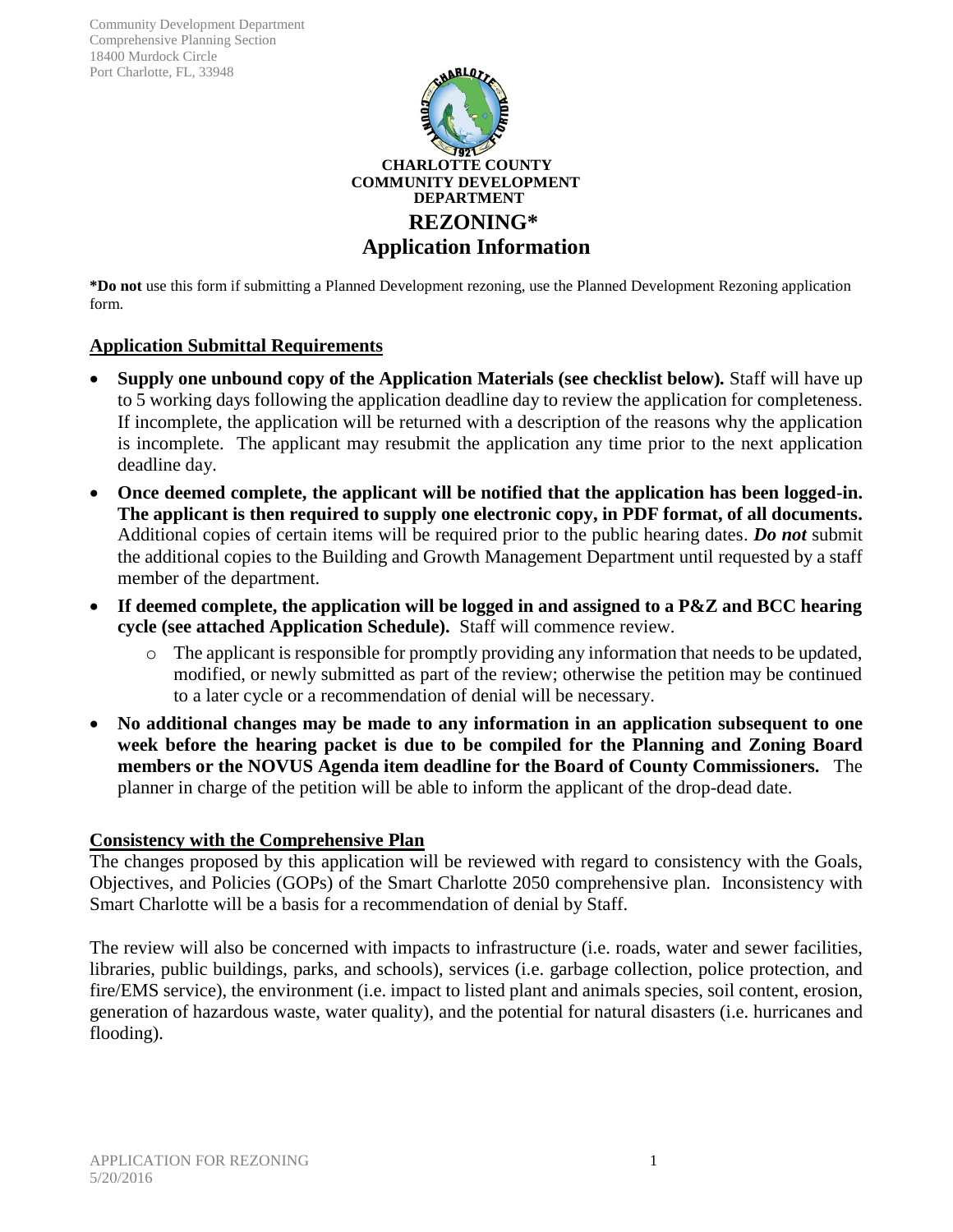Community Development Department
Comprehensive Planning Section
18400 Murdock Circle
Port Charlotte, FL, 33948

**CHARLOTTE COUNTY**
**COMMUNITY DEVELOPMENT**
**DEPARTMENT**

# REZONING*
# Application Information

***Do not** use this form if submitting a Planned Development rezoning, use the Planned Development Rezoning application form.

## Application Submittal Requirements

- **Supply one unbound copy of the Application Materials (see checklist below).** Staff will have up to 5 working days following the application deadline day to review the application for completeness. If incomplete, the application will be returned with a description of the reasons why the application is incomplete. The applicant may resubmit the application any time prior to the next application deadline day.
- **Once deemed complete, the applicant will be notified that the application has been logged-in. The applicant is then required to supply one electronic copy, in PDF format, of all documents.** Additional copies of certain items will be required prior to the public hearing dates. ***Do not*** submit the additional copies to the Building and Growth Management Department until requested by a staff member of the department.
- **If deemed complete, the application will be logged in and assigned to a P&Z and BCC hearing cycle (see attached Application Schedule).** Staff will commence review.
  - The applicant is responsible for promptly providing any information that needs to be updated, modified, or newly submitted as part of the review; otherwise the petition may be continued to a later cycle or a recommendation of denial will be necessary.
- **No additional changes may be made to any information in an application subsequent to one week before the hearing packet is due to be compiled for the Planning and Zoning Board members or the NOVUS Agenda item deadline for the Board of County Commissioners.** The planner in charge of the petition will be able to inform the applicant of the drop-dead date.

## Consistency with the Comprehensive Plan

The changes proposed by this application will be reviewed with regard to consistency with the Goals, Objectives, and Policies (GOPs) of the Smart Charlotte 2050 comprehensive plan. Inconsistency with Smart Charlotte will be a basis for a recommendation of denial by Staff.

The review will also be concerned with impacts to infrastructure (i.e. roads, water and sewer facilities, libraries, public buildings, parks, and schools), services (i.e. garbage collection, police protection, and fire/EMS service), the environment (i.e. impact to listed plant and animals species, soil content, erosion, generation of hazardous waste, water quality), and the potential for natural disasters (i.e. hurricanes and flooding).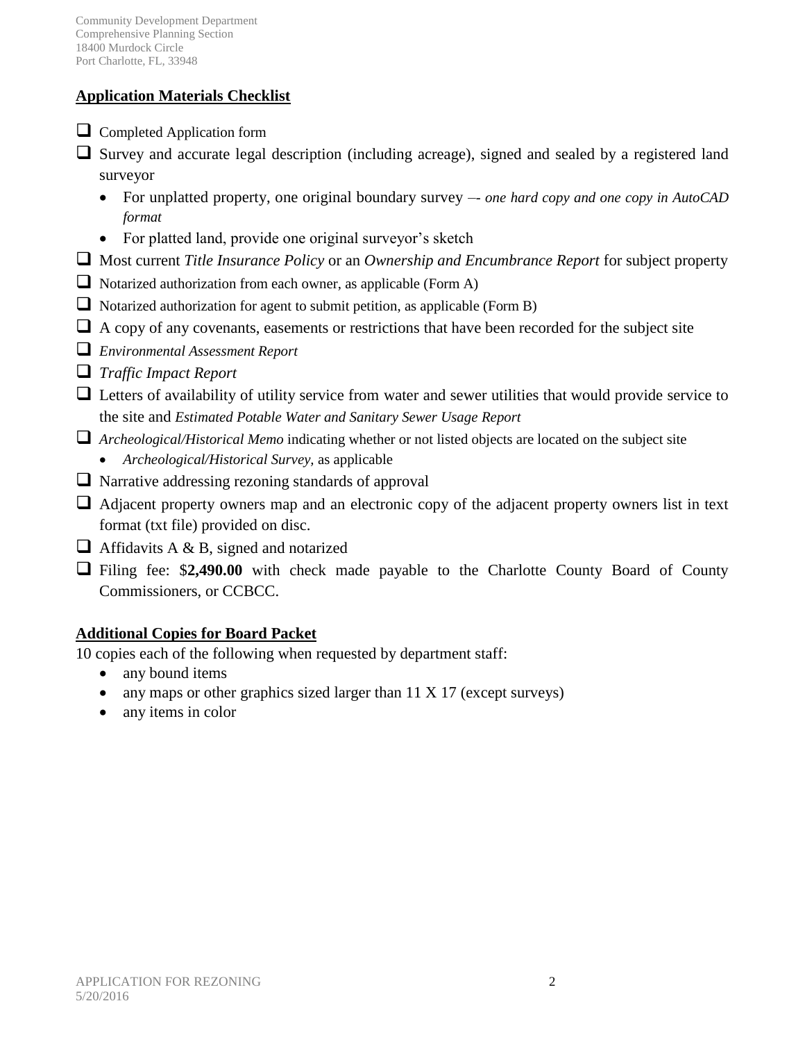Community Development Department
Comprehensive Planning Section
18400 Murdock Circle
Port Charlotte, FL, 33948

## Application Materials Checklist

- [ ] Completed Application form
- [ ] Survey and accurate legal description (including acreage), signed and sealed by a registered land surveyor
  - For unplatted property, one original boundary survey –- *one hard copy and one copy in AutoCAD format*
  - For platted land, provide one original surveyor's sketch
- [ ] Most current *Title Insurance Policy* or an *Ownership and Encumbrance Report* for subject property
- [ ] Notarized authorization from each owner, as applicable (Form A)
- [ ] Notarized authorization for agent to submit petition, as applicable (Form B)
- [ ] A copy of any covenants, easements or restrictions that have been recorded for the subject site
- [ ] *Environmental Assessment Report*
- [ ] *Traffic Impact Report*
- [ ] Letters of availability of utility service from water and sewer utilities that would provide service to the site and *Estimated Potable Water and Sanitary Sewer Usage Report*
- [ ] *Archeological/Historical Memo* indicating whether or not listed objects are located on the subject site
  - *Archeological/Historical Survey,* as applicable
- [ ] Narrative addressing rezoning standards of approval
- [ ] Adjacent property owners map and an electronic copy of the adjacent property owners list in text format (txt file) provided on disc.
- [ ] Affidavits A & B, signed and notarized
- [ ] Filing fee: $**2,490.00** with check made payable to the Charlotte County Board of County Commissioners, or CCBCC.

## Additional Copies for Board Packet

10 copies each of the following when requested by department staff:

- any bound items
- any maps or other graphics sized larger than 11 X 17 (except surveys)
- any items in color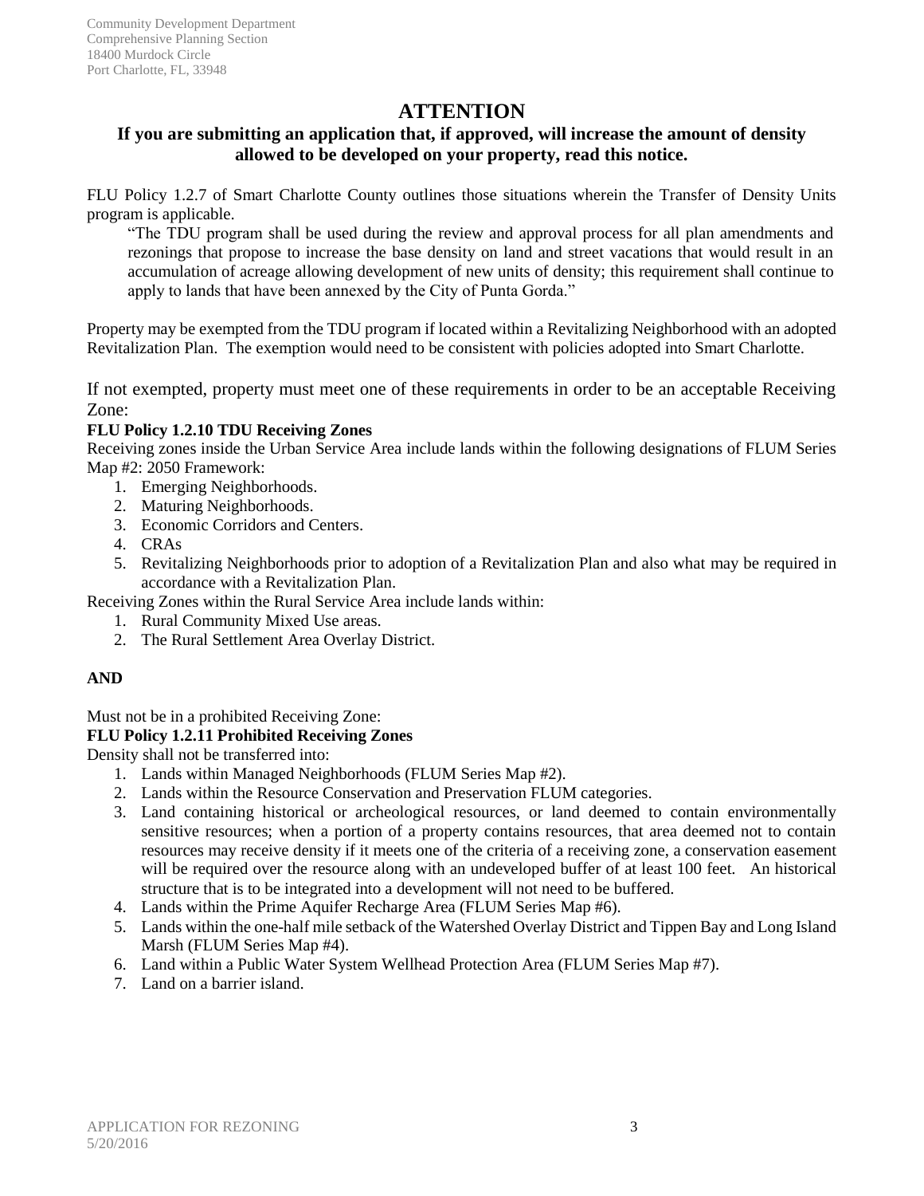Community Development Department
Comprehensive Planning Section
18400 Murdock Circle
Port Charlotte, FL, 33948

# ATTENTION

## If you are submitting an application that, if approved, will increase the amount of density allowed to be developed on your property, read this notice.

FLU Policy 1.2.7 of Smart Charlotte County outlines those situations wherein the Transfer of Density Units program is applicable.

> "The TDU program shall be used during the review and approval process for all plan amendments and rezonings that propose to increase the base density on land and street vacations that would result in an accumulation of acreage allowing development of new units of density; this requirement shall continue to apply to lands that have been annexed by the City of Punta Gorda."

Property may be exempted from the TDU program if located within a Revitalizing Neighborhood with an adopted Revitalization Plan. The exemption would need to be consistent with policies adopted into Smart Charlotte.

If not exempted, property must meet one of these requirements in order to be an acceptable Receiving Zone:

**FLU Policy 1.2.10 TDU Receiving Zones**

Receiving zones inside the Urban Service Area include lands within the following designations of FLUM Series Map #2: 2050 Framework:

1. Emerging Neighborhoods.
2. Maturing Neighborhoods.
3. Economic Corridors and Centers.
4. CRAs
5. Revitalizing Neighborhoods prior to adoption of a Revitalization Plan and also what may be required in accordance with a Revitalization Plan.

Receiving Zones within the Rural Service Area include lands within:

1. Rural Community Mixed Use areas.
2. The Rural Settlement Area Overlay District.

**AND**

Must not be in a prohibited Receiving Zone:

**FLU Policy 1.2.11 Prohibited Receiving Zones**

Density shall not be transferred into:

1. Lands within Managed Neighborhoods (FLUM Series Map #2).
2. Lands within the Resource Conservation and Preservation FLUM categories.
3. Land containing historical or archeological resources, or land deemed to contain environmentally sensitive resources; when a portion of a property contains resources, that area deemed not to contain resources may receive density if it meets one of the criteria of a receiving zone, a conservation easement will be required over the resource along with an undeveloped buffer of at least 100 feet. An historical structure that is to be integrated into a development will not need to be buffered.
4. Lands within the Prime Aquifer Recharge Area (FLUM Series Map #6).
5. Lands within the one-half mile setback of the Watershed Overlay District and Tippen Bay and Long Island Marsh (FLUM Series Map #4).
6. Land within a Public Water System Wellhead Protection Area (FLUM Series Map #7).
7. Land on a barrier island.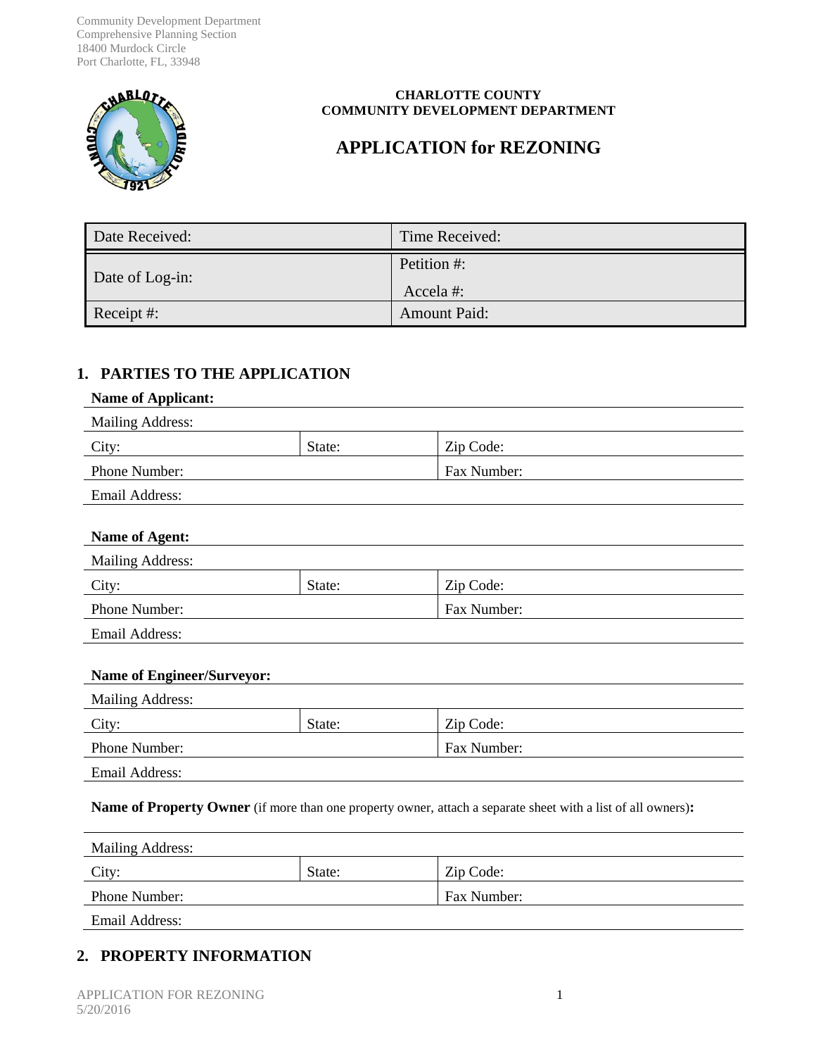Community Development Department
Comprehensive Planning Section
18400 Murdock Circle
Port Charlotte, FL, 33948

**CHARLOTTE COUNTY**
**COMMUNITY DEVELOPMENT DEPARTMENT**

# APPLICATION for REZONING

| Date Received: | Time Received: |
|---|---|
| Date of Log-in: | Petition #:<br>Accela #: |
| Receipt #: | Amount Paid: |

## 1. PARTIES TO THE APPLICATION

**Name of Applicant:**

| Mailing Address: | | |
|---|---|---|
| City: | State: | Zip Code: |
| Phone Number: | | Fax Number: |
| Email Address: | | |

**Name of Agent:**

| Mailing Address: | | |
|---|---|---|
| City: | State: | Zip Code: |
| Phone Number: | | Fax Number: |
| Email Address: | | |

**Name of Engineer/Surveyor:**

| Mailing Address: | | |
|---|---|---|
| City: | State: | Zip Code: |
| Phone Number: | | Fax Number: |
| Email Address: | | |

**Name of Property Owner** (if more than one property owner, attach a separate sheet with a list of all owners)**:**

| Mailing Address: | | |
|---|---|---|
| City: | State: | Zip Code: |
| Phone Number: | | Fax Number: |
| Email Address: | | |

## 2. PROPERTY INFORMATION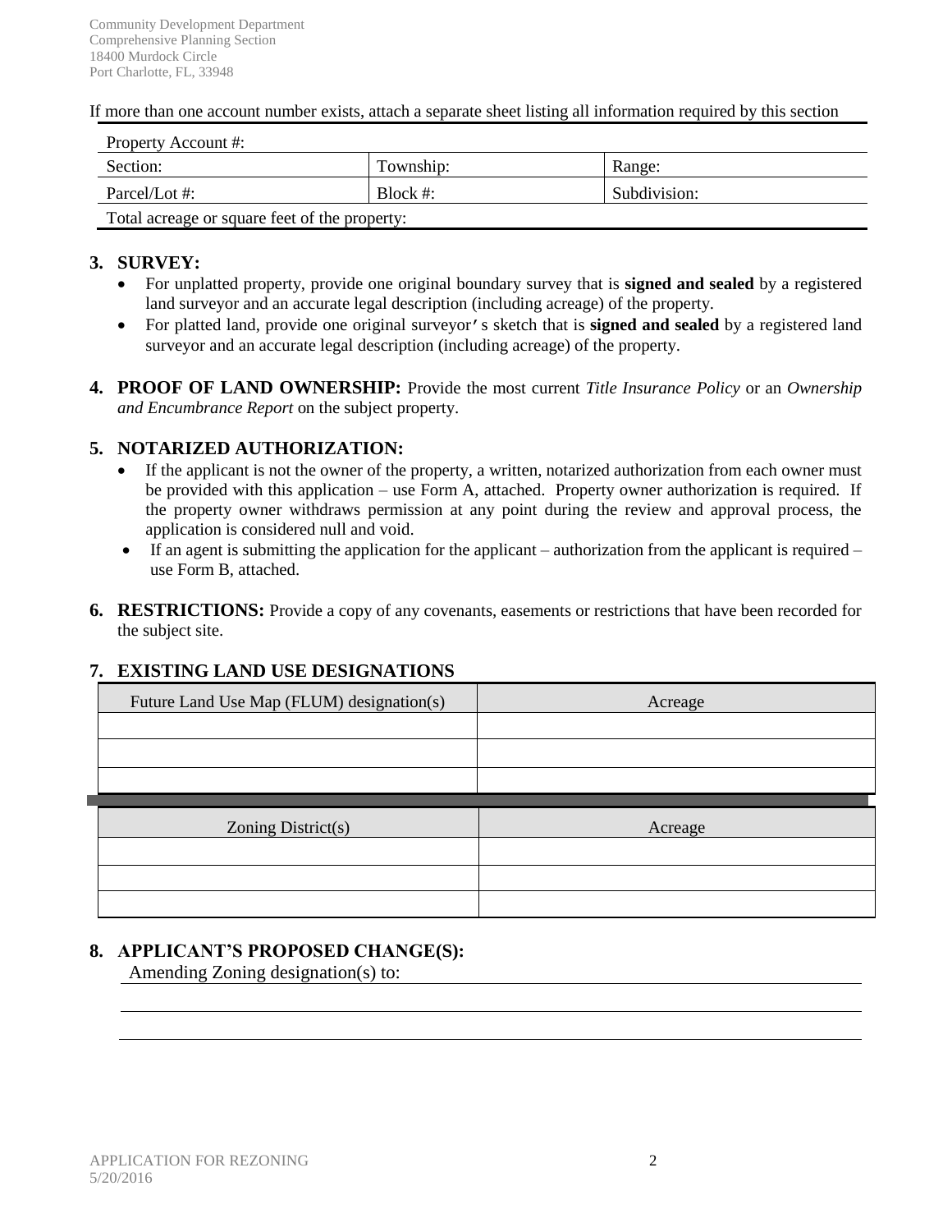Community Development Department
Comprehensive Planning Section
18400 Murdock Circle
Port Charlotte, FL, 33948

If more than one account number exists, attach a separate sheet listing all information required by this section

| Property Account #: | | |
|---|---|---|
| Section: | Township: | Range: |
| Parcel/Lot #: | Block #: | Subdivision: |
| Total acreage or square feet of the property: | | |

## 3. SURVEY:

- For unplatted property, provide one original boundary survey that is **signed and sealed** by a registered land surveyor and an accurate legal description (including acreage) of the property.
- For platted land, provide one original surveyor's sketch that is **signed and sealed** by a registered land surveyor and an accurate legal description (including acreage) of the property.

## 4. PROOF OF LAND OWNERSHIP:

Provide the most current *Title Insurance Policy* or an *Ownership and Encumbrance Report* on the subject property.

## 5. NOTARIZED AUTHORIZATION:

- If the applicant is not the owner of the property, a written, notarized authorization from each owner must be provided with this application – use Form A, attached. Property owner authorization is required. If the property owner withdraws permission at any point during the review and approval process, the application is considered null and void.
- If an agent is submitting the application for the applicant – authorization from the applicant is required – use Form B, attached.

## 6. RESTRICTIONS:

Provide a copy of any covenants, easements or restrictions that have been recorded for the subject site.

## 7. EXISTING LAND USE DESIGNATIONS

| Future Land Use Map (FLUM) designation(s) | Acreage |
|---|---|
| | |
| | |
| | |

| Zoning District(s) | Acreage |
|---|---|
| | |
| | |
| | |

## 8. APPLICANT'S PROPOSED CHANGE(S):

Amending Zoning designation(s) to: ______________________________

______________________________

______________________________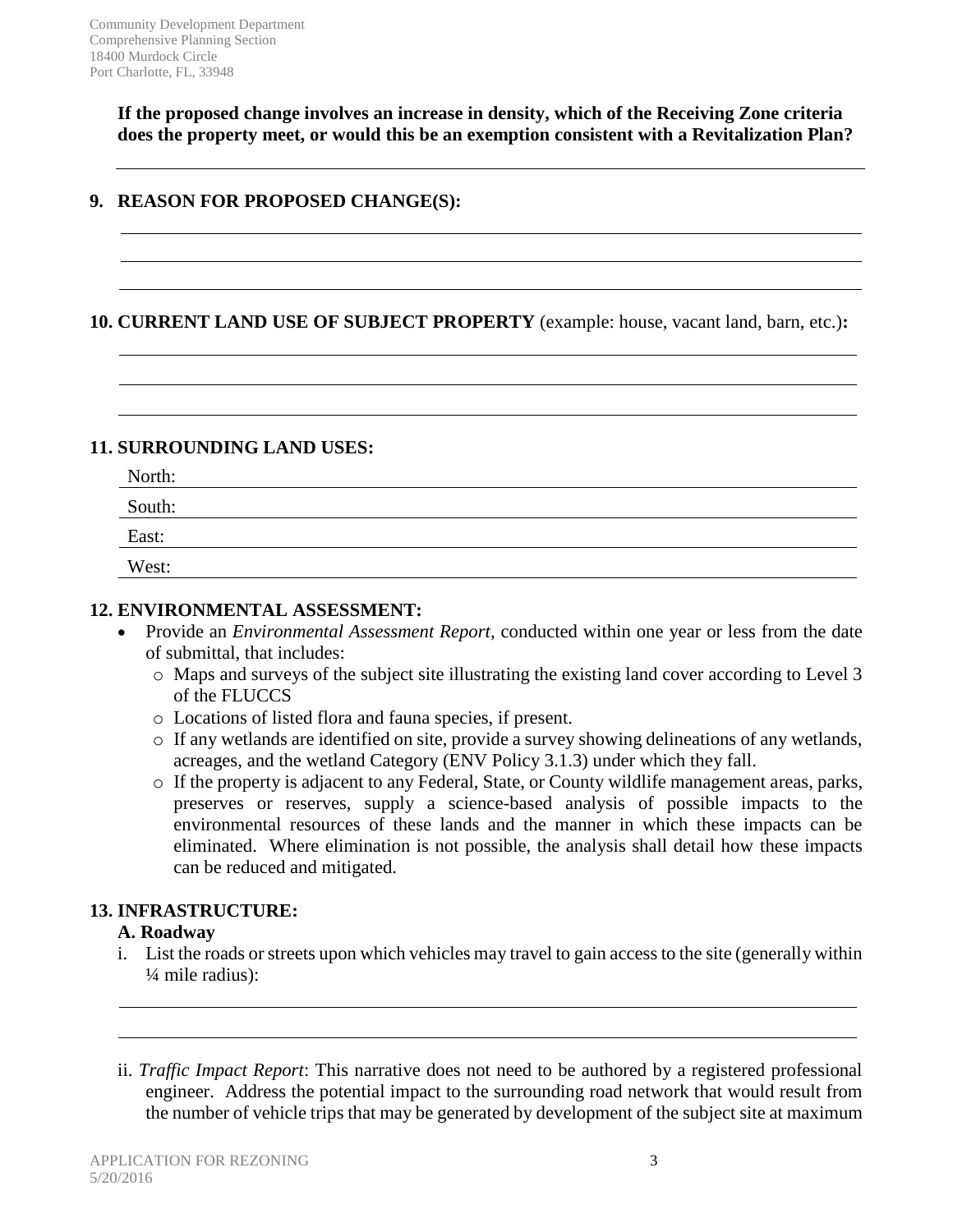**If the proposed change involves an increase in density, which of the Receiving Zone criteria does the property meet, or would this be an exemption consistent with a Revitalization Plan?**

## 9. REASON FOR PROPOSED CHANGE(S):

## 10. CURRENT LAND USE OF SUBJECT PROPERTY (example: house, vacant land, barn, etc.):

## 11. SURROUNDING LAND USES:

North:

South:

East:

West:

## 12. ENVIRONMENTAL ASSESSMENT:

- Provide an *Environmental Assessment Report,* conducted within one year or less from the date of submittal, that includes:
  - Maps and surveys of the subject site illustrating the existing land cover according to Level 3 of the FLUCCS
  - Locations of listed flora and fauna species, if present.
  - If any wetlands are identified on site, provide a survey showing delineations of any wetlands, acreages, and the wetland Category (ENV Policy 3.1.3) under which they fall.
  - If the property is adjacent to any Federal, State, or County wildlife management areas, parks, preserves or reserves, supply a science-based analysis of possible impacts to the environmental resources of these lands and the manner in which these impacts can be eliminated. Where elimination is not possible, the analysis shall detail how these impacts can be reduced and mitigated.

## 13. INFRASTRUCTURE:

### A. Roadway

i. List the roads or streets upon which vehicles may travel to gain access to the site (generally within ¼ mile radius):

ii. *Traffic Impact Report*: This narrative does not need to be authored by a registered professional engineer. Address the potential impact to the surrounding road network that would result from the number of vehicle trips that may be generated by development of the subject site at maximum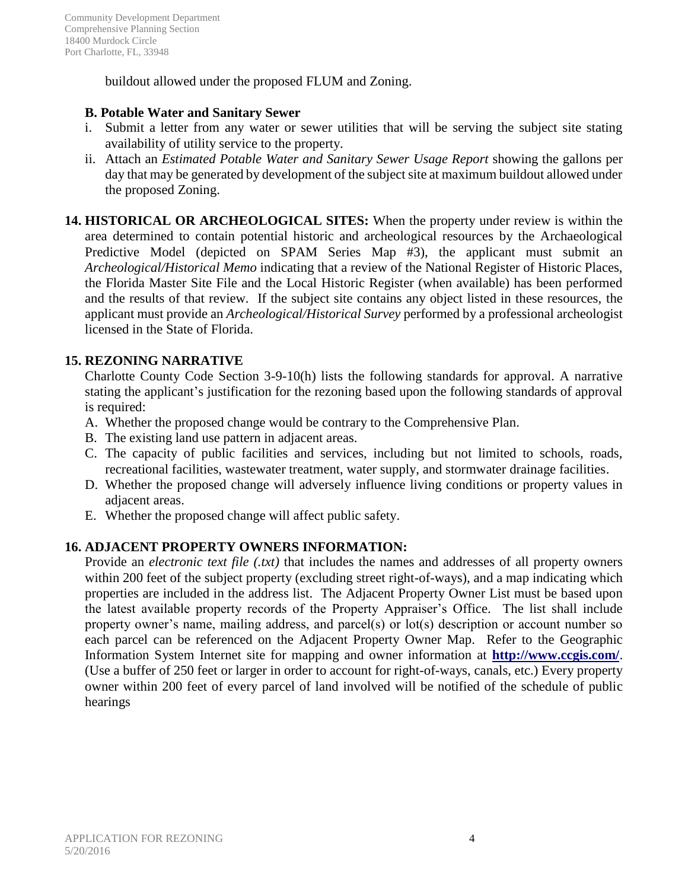buildout allowed under the proposed FLUM and Zoning.

**B. Potable Water and Sanitary Sewer**

i. Submit a letter from any water or sewer utilities that will be serving the subject site stating availability of utility service to the property.

ii. Attach an *Estimated Potable Water and Sanitary Sewer Usage Report* showing the gallons per day that may be generated by development of the subject site at maximum buildout allowed under the proposed Zoning.

**14. HISTORICAL OR ARCHEOLOGICAL SITES:** When the property under review is within the area determined to contain potential historic and archeological resources by the Archaeological Predictive Model (depicted on SPAM Series Map #3), the applicant must submit an *Archeological/Historical Memo* indicating that a review of the National Register of Historic Places, the Florida Master Site File and the Local Historic Register (when available) has been performed and the results of that review. If the subject site contains any object listed in these resources, the applicant must provide an *Archeological/Historical Survey* performed by a professional archeologist licensed in the State of Florida.

**15. REZONING NARRATIVE**

Charlotte County Code Section 3-9-10(h) lists the following standards for approval. A narrative stating the applicant's justification for the rezoning based upon the following standards of approval is required:

A. Whether the proposed change would be contrary to the Comprehensive Plan.
B. The existing land use pattern in adjacent areas.
C. The capacity of public facilities and services, including but not limited to schools, roads, recreational facilities, wastewater treatment, water supply, and stormwater drainage facilities.
D. Whether the proposed change will adversely influence living conditions or property values in adjacent areas.
E. Whether the proposed change will affect public safety.

**16. ADJACENT PROPERTY OWNERS INFORMATION:**

Provide an *electronic text file (.txt)* that includes the names and addresses of all property owners within 200 feet of the subject property (excluding street right-of-ways), and a map indicating which properties are included in the address list. The Adjacent Property Owner List must be based upon the latest available property records of the Property Appraiser's Office. The list shall include property owner's name, mailing address, and parcel(s) or lot(s) description or account number so each parcel can be referenced on the Adjacent Property Owner Map. Refer to the Geographic Information System Internet site for mapping and owner information at **http://www.ccgis.com/**. (Use a buffer of 250 feet or larger in order to account for right-of-ways, canals, etc.) Every property owner within 200 feet of every parcel of land involved will be notified of the schedule of public hearings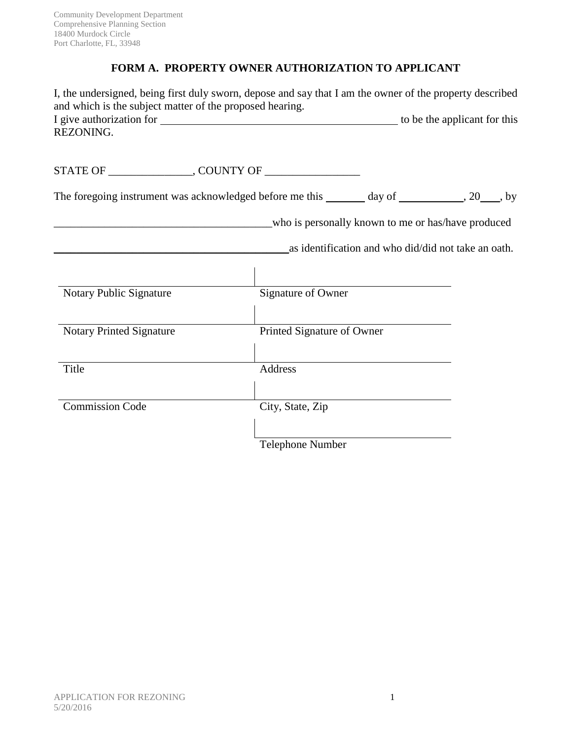Community Development Department
Comprehensive Planning Section
18400 Murdock Circle
Port Charlotte, FL, 33948

## FORM A. PROPERTY OWNER AUTHORIZATION TO APPLICANT

I, the undersigned, being first duly sworn, depose and say that I am the owner of the property described and which is the subject matter of the proposed hearing.
I give authorization for ____________________________________________ to be the applicant for this REZONING.

STATE OF _______________, COUNTY OF _________________

The foregoing instrument was acknowledged before me this _______ day of ____________, 20___, by

________________________________________who is personally known to me or has/have produced

___________________________________________as identification and who did/did not take an oath.

| | |
|---|---|
| Notary Public Signature | Signature of Owner |
| Notary Printed Signature | Printed Signature of Owner |
| Title | Address |
| Commission Code | City, State, Zip |
| | Telephone Number |

APPLICATION FOR REZONING
5/20/2016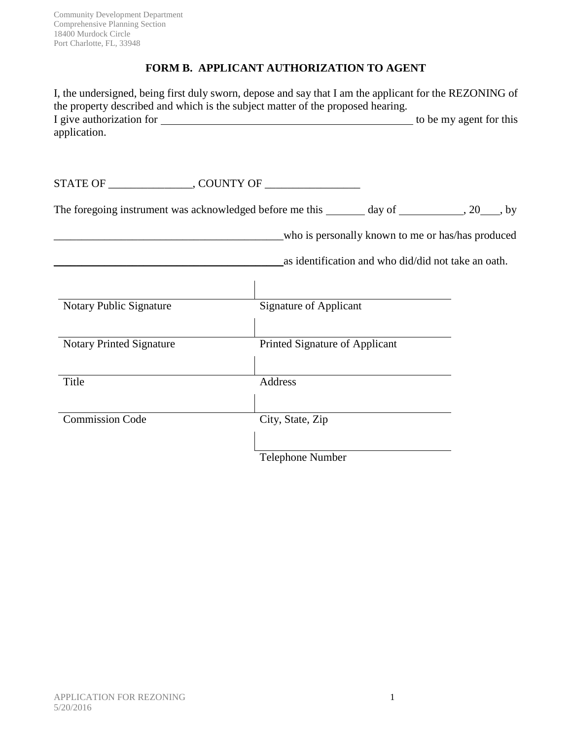Community Development Department
Comprehensive Planning Section
18400 Murdock Circle
Port Charlotte, FL, 33948

## FORM B. APPLICANT AUTHORIZATION TO AGENT

I, the undersigned, being first duly sworn, depose and say that I am the applicant for the REZONING of the property described and which is the subject matter of the proposed hearing.
I give authorization for ______________________________________________ to be my agent for this application.

STATE OF _______________, COUNTY OF _________________

The foregoing instrument was acknowledged before me this _______ day of ___________, 20___, by

__________________________________________who is personally known to me or has/has produced

__________________________________________as identification and who did/did not take an oath.

| | |
|---|---|
| Notary Public Signature | Signature of Applicant |
| Notary Printed Signature | Printed Signature of Applicant |
| Title | Address |
| Commission Code | City, State, Zip |
| | Telephone Number |

APPLICATION FOR REZONING
5/20/2016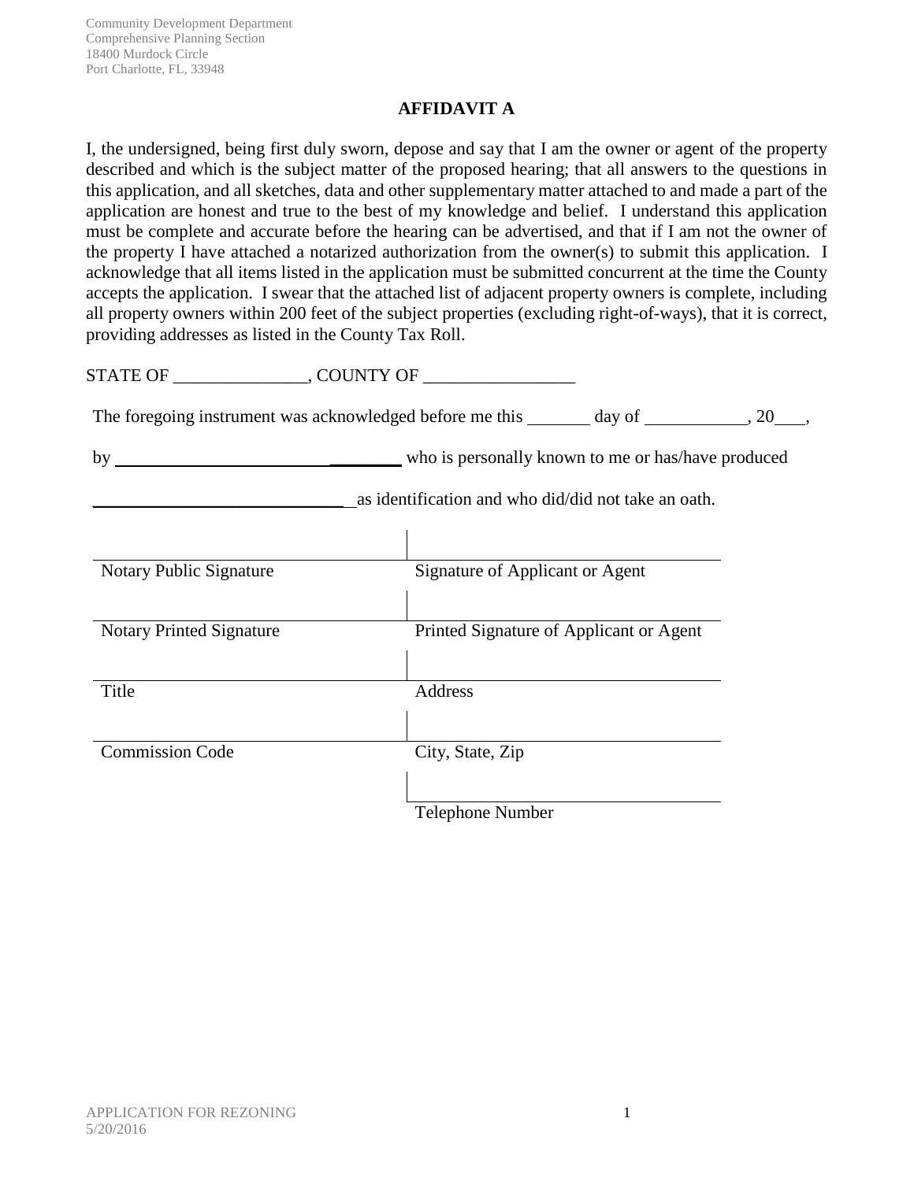Community Development Department
Comprehensive Planning Section
18400 Murdock Circle
Port Charlotte, FL, 33948

## AFFIDAVIT A

I, the undersigned, being first duly sworn, depose and say that I am the owner or agent of the property described and which is the subject matter of the proposed hearing; that all answers to the questions in this application, and all sketches, data and other supplementary matter attached to and made a part of the application are honest and true to the best of my knowledge and belief. I understand this application must be complete and accurate before the hearing can be advertised, and that if I am not the owner of the property I have attached a notarized authorization from the owner(s) to submit this application. I acknowledge that all items listed in the application must be submitted concurrent at the time the County accepts the application. I swear that the attached list of adjacent property owners is complete, including all property owners within 200 feet of the subject properties (excluding right-of-ways), that it is correct, providing addresses as listed in the County Tax Roll.

STATE OF _______________, COUNTY OF _________________

The foregoing instrument was acknowledged before me this _______ day of ___________, 20___,

by ________________________________ who is personally known to me or has/have produced

______________________________ as identification and who did/did not take an oath.

| | |
|---|---|
| Notary Public Signature | Signature of Applicant or Agent |
| Notary Printed Signature | Printed Signature of Applicant or Agent |
| Title | Address |
| Commission Code | City, State, Zip |
| | Telephone Number |

APPLICATION FOR REZONING
5/20/2016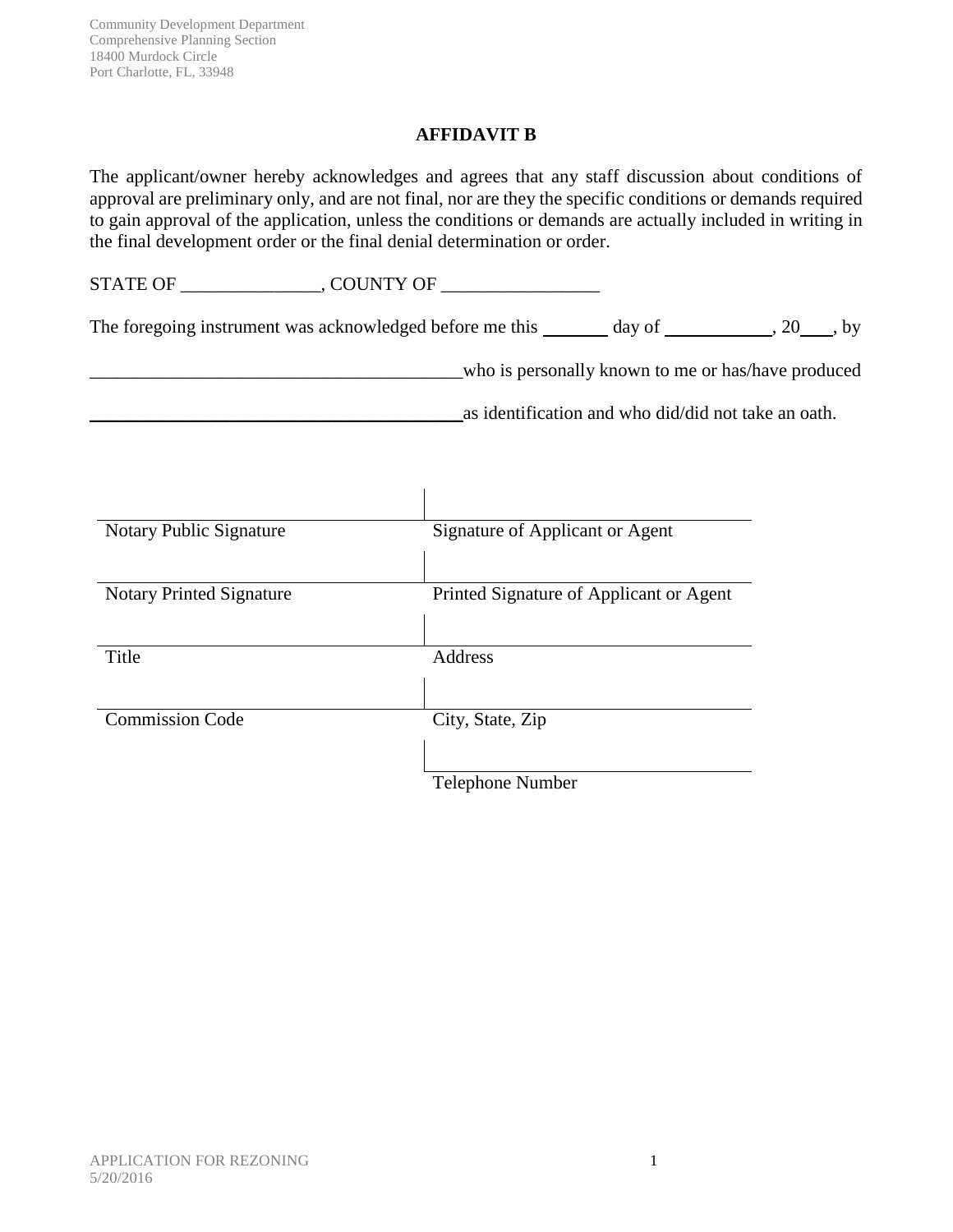Community Development Department
Comprehensive Planning Section
18400 Murdock Circle
Port Charlotte, FL, 33948

## AFFIDAVIT B

The applicant/owner hereby acknowledges and agrees that any staff discussion about conditions of approval are preliminary only, and are not final, nor are they the specific conditions or demands required to gain approval of the application, unless the conditions or demands are actually included in writing in the final development order or the final denial determination or order.

STATE OF _______________, COUNTY OF _________________

The foregoing instrument was acknowledged before me this _______ day of ____________, 20___, by

________________________________________who is personally known to me or has/have produced

________________________________________as identification and who did/did not take an oath.

| | |
|---|---|
| Notary Public Signature | Signature of Applicant or Agent |
| Notary Printed Signature | Printed Signature of Applicant or Agent |
| Title | Address |
| Commission Code | City, State, Zip |
| | Telephone Number |

APPLICATION FOR REZONING
5/20/2016